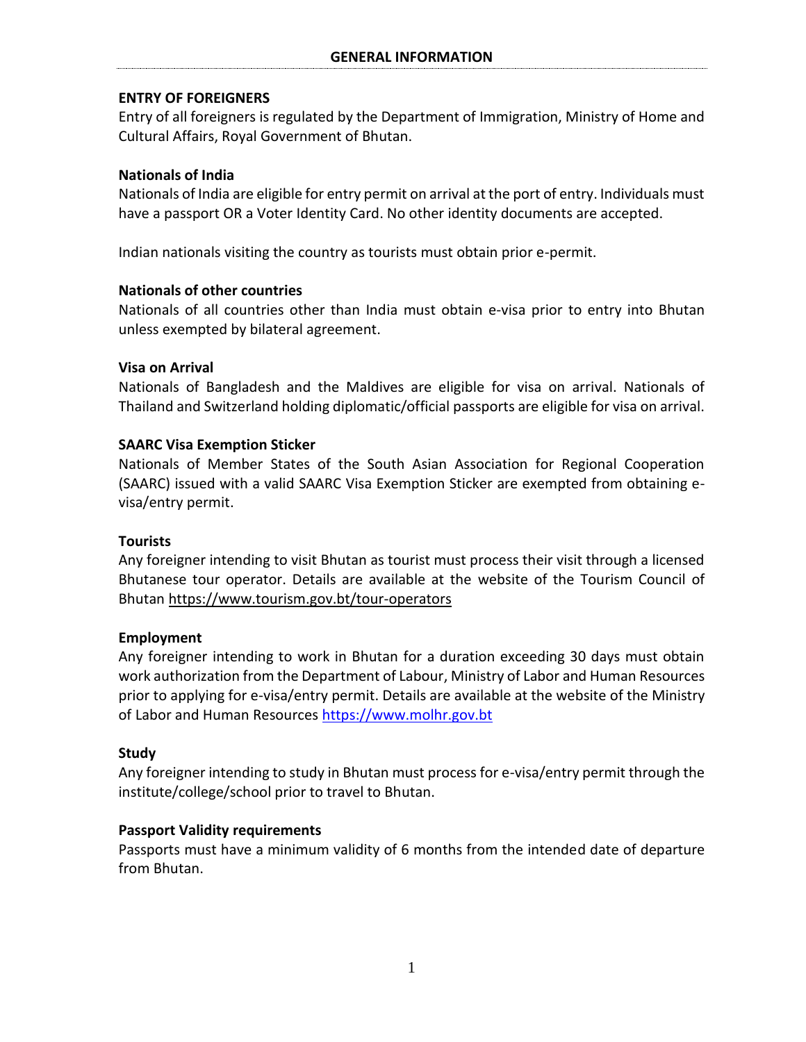# GENERAL INFORMATION

## ENTRY OF FOREIGNERS

Entry of all foreigners is regulated by the Department of Immigration, Ministry of Home and Cultural Affairs, Royal Government of Bhutan.

### Nationals of India

Nationals of India are eligible for entry permit on arrival at the port of entry. Individuals must have a passport OR a Voter Identity Card. No other identity documents are accepted.

Indian nationals visiting the country as tourists must obtain prior e-permit.

### Nationals of other countries

Nationals of all countries other than India must obtain e-visa prior to entry into Bhutan unless exempted by bilateral agreement.

### Visa on Arrival

Nationals of Bangladesh and the Maldives are eligible for visa on arrival. Nationals of Thailand and Switzerland holding diplomatic/official passports are eligible for visa on arrival.

### SAARC Visa Exemption Sticker

Nationals of Member States of the South Asian Association for Regional Cooperation (SAARC) issued with a valid SAARC Visa Exemption Sticker are exempted from obtaining e-visa/entry permit.

### Tourists

Any foreigner intending to visit Bhutan as tourist must process their visit through a licensed Bhutanese tour operator. Details are available at the website of the Tourism Council of Bhutan https://www.tourism.gov.bt/tour-operators

### Employment

Any foreigner intending to work in Bhutan for a duration exceeding 30 days must obtain work authorization from the Department of Labour, Ministry of Labor and Human Resources prior to applying for e-visa/entry permit. Details are available at the website of the Ministry of Labor and Human Resources https://www.molhr.gov.bt

### Study

Any foreigner intending to study in Bhutan must process for e-visa/entry permit through the institute/college/school prior to travel to Bhutan.

### Passport Validity requirements

Passports must have a minimum validity of 6 months from the intended date of departure from Bhutan.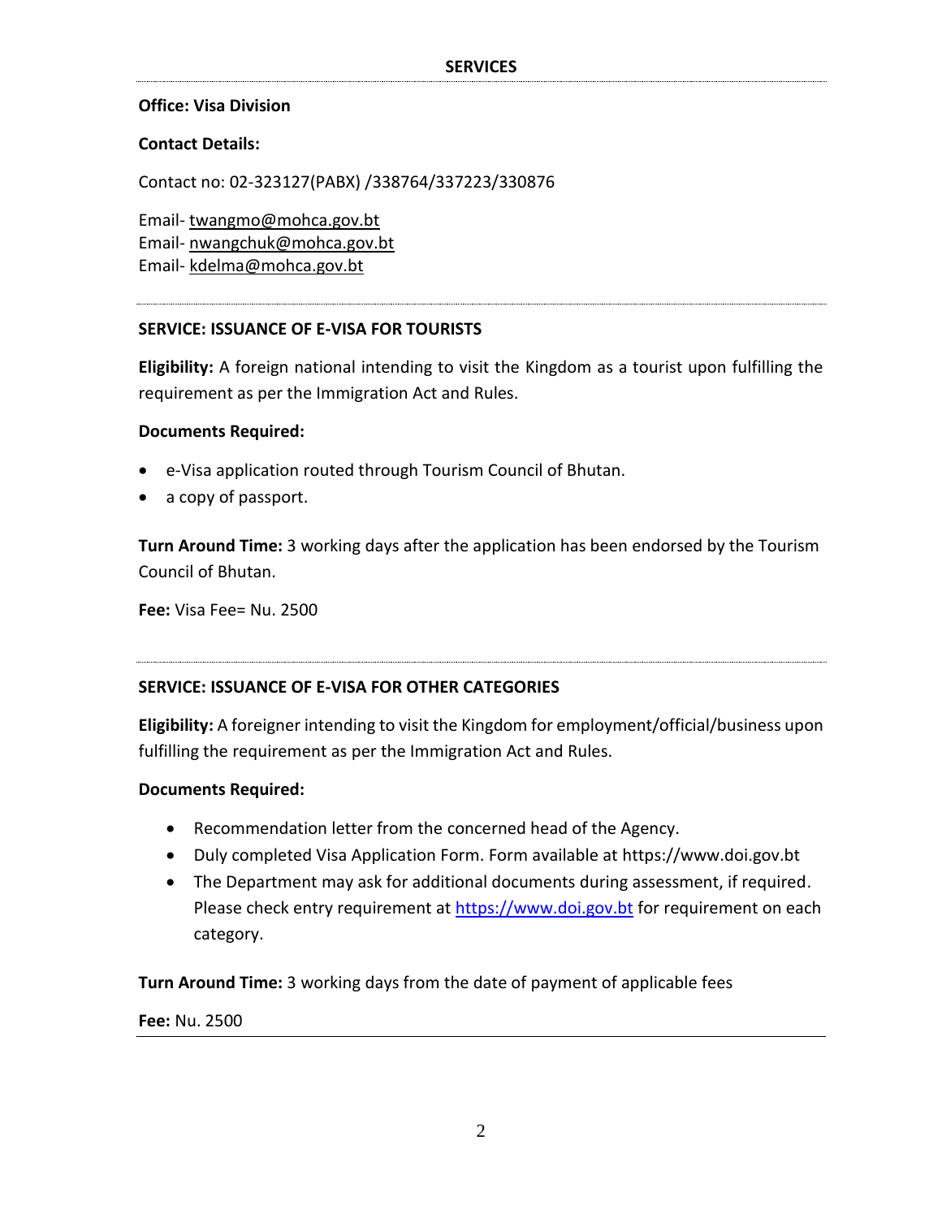## SERVICES

**Office: Visa Division**

**Contact Details:**

Contact no: 02-323127(PABX) /338764/337223/330876

Email- twangmo@mohca.gov.bt
Email- nwangchuk@mohca.gov.bt
Email- kdelma@mohca.gov.bt

---

### SERVICE: ISSUANCE OF E-VISA FOR TOURISTS

**Eligibility:** A foreign national intending to visit the Kingdom as a tourist upon fulfilling the requirement as per the Immigration Act and Rules.

**Documents Required:**

- e-Visa application routed through Tourism Council of Bhutan.
- a copy of passport.

**Turn Around Time:** 3 working days after the application has been endorsed by the Tourism Council of Bhutan.

**Fee:** Visa Fee= Nu. 2500

---

### SERVICE: ISSUANCE OF E-VISA FOR OTHER CATEGORIES

**Eligibility:** A foreigner intending to visit the Kingdom for employment/official/business upon fulfilling the requirement as per the Immigration Act and Rules.

**Documents Required:**

- Recommendation letter from the concerned head of the Agency.
- Duly completed Visa Application Form. Form available at https://www.doi.gov.bt
- The Department may ask for additional documents during assessment, if required. Please check entry requirement at https://www.doi.gov.bt for requirement on each category.

**Turn Around Time:** 3 working days from the date of payment of applicable fees

**Fee:** Nu. 2500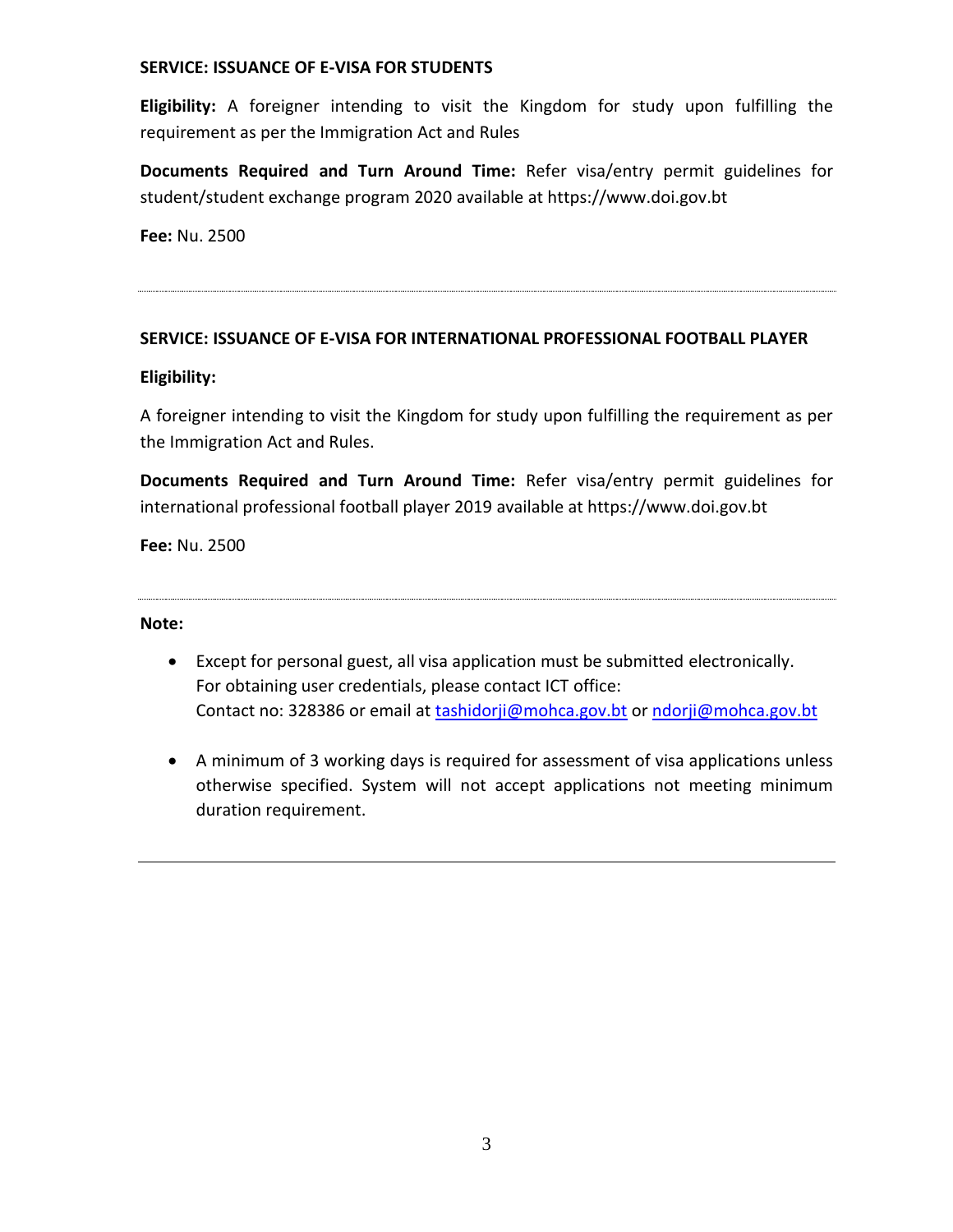**SERVICE: ISSUANCE OF E-VISA FOR STUDENTS**

**Eligibility:** A foreigner intending to visit the Kingdom for study upon fulfilling the requirement as per the Immigration Act and Rules

**Documents Required and Turn Around Time:** Refer visa/entry permit guidelines for student/student exchange program 2020 available at https://www.doi.gov.bt

**Fee:** Nu. 2500

---

**SERVICE: ISSUANCE OF E-VISA FOR INTERNATIONAL PROFESSIONAL FOOTBALL PLAYER**

**Eligibility:**

A foreigner intending to visit the Kingdom for study upon fulfilling the requirement as per the Immigration Act and Rules.

**Documents Required and Turn Around Time:** Refer visa/entry permit guidelines for international professional football player 2019 available at https://www.doi.gov.bt

**Fee:** Nu. 2500

---

**Note:**

- Except for personal guest, all visa application must be submitted electronically. For obtaining user credentials, please contact ICT office: Contact no: 328386 or email at tashidorji@mohca.gov.bt or ndorji@mohca.gov.bt

- A minimum of 3 working days is required for assessment of visa applications unless otherwise specified. System will not accept applications not meeting minimum duration requirement.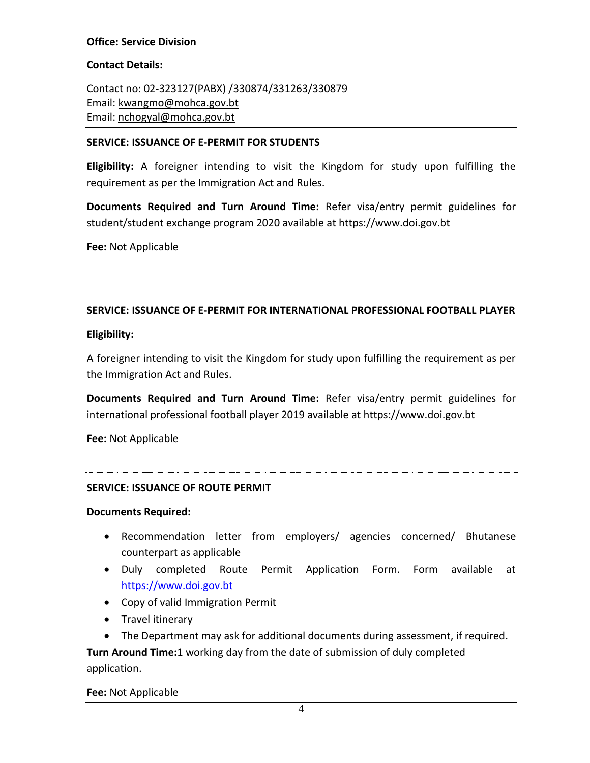**Office: Service Division**

**Contact Details:**

Contact no: 02-323127(PABX) /330874/331263/330879
Email: kwangmo@mohca.gov.bt
Email: nchogyal@mohca.gov.bt

---

**SERVICE: ISSUANCE OF E-PERMIT FOR STUDENTS**

**Eligibility:** A foreigner intending to visit the Kingdom for study upon fulfilling the requirement as per the Immigration Act and Rules.

**Documents Required and Turn Around Time:** Refer visa/entry permit guidelines for student/student exchange program 2020 available at https://www.doi.gov.bt

**Fee:** Not Applicable

---

**SERVICE: ISSUANCE OF E-PERMIT FOR INTERNATIONAL PROFESSIONAL FOOTBALL PLAYER**

**Eligibility:**

A foreigner intending to visit the Kingdom for study upon fulfilling the requirement as per the Immigration Act and Rules.

**Documents Required and Turn Around Time:** Refer visa/entry permit guidelines for international professional football player 2019 available at https://www.doi.gov.bt

**Fee:** Not Applicable

---

**SERVICE: ISSUANCE OF ROUTE PERMIT**

**Documents Required:**

- Recommendation letter from employers/ agencies concerned/ Bhutanese counterpart as applicable
- Duly completed Route Permit Application Form. Form available at https://www.doi.gov.bt
- Copy of valid Immigration Permit
- Travel itinerary
- The Department may ask for additional documents during assessment, if required.

**Turn Around Time:**1 working day from the date of submission of duly completed application.

**Fee:** Not Applicable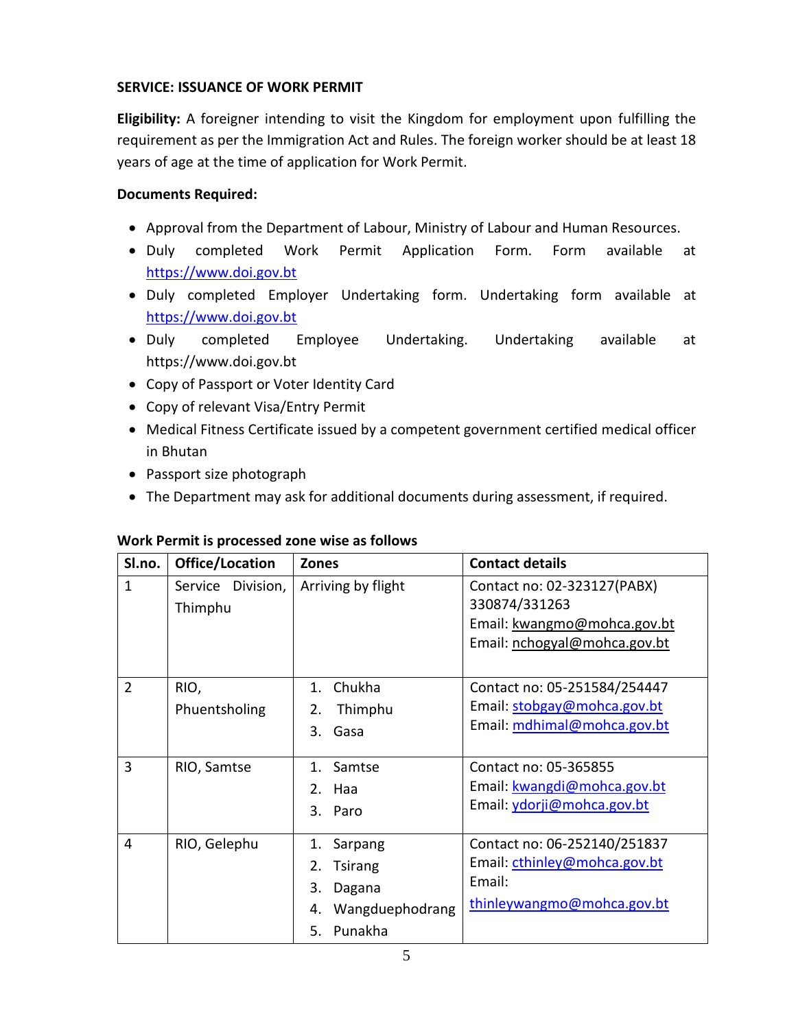**SERVICE: ISSUANCE OF WORK PERMIT**

**Eligibility:** A foreigner intending to visit the Kingdom for employment upon fulfilling the requirement as per the Immigration Act and Rules. The foreign worker should be at least 18 years of age at the time of application for Work Permit.

**Documents Required:**

- Approval from the Department of Labour, Ministry of Labour and Human Resources.
- Duly completed Work Permit Application Form. Form available at https://www.doi.gov.bt
- Duly completed Employer Undertaking form. Undertaking form available at https://www.doi.gov.bt
- Duly completed Employee Undertaking. Undertaking available at https://www.doi.gov.bt
- Copy of Passport or Voter Identity Card
- Copy of relevant Visa/Entry Permit
- Medical Fitness Certificate issued by a competent government certified medical officer in Bhutan
- Passport size photograph
- The Department may ask for additional documents during assessment, if required.

**Work Permit is processed zone wise as follows**

| Sl.no. | Office/Location | Zones | Contact details |
|---|---|---|---|
| 1 | Service Division, Thimphu | Arriving by flight | Contact no: 02-323127(PABX) 330874/331263<br>Email: kwangmo@mohca.gov.bt<br>Email: nchogyal@mohca.gov.bt |
| 2 | RIO, Phuentsholing | 1. Chukha<br>2. Thimphu<br>3. Gasa | Contact no: 05-251584/254447<br>Email: stobgay@mohca.gov.bt<br>Email: mdhimal@mohca.gov.bt |
| 3 | RIO, Samtse | 1. Samtse<br>2. Haa<br>3. Paro | Contact no: 05-365855<br>Email: kwangdi@mohca.gov.bt<br>Email: ydorji@mohca.gov.bt |
| 4 | RIO, Gelephu | 1. Sarpang<br>2. Tsirang<br>3. Dagana<br>4. Wangduephodrang<br>5. Punakha | Contact no: 06-252140/251837<br>Email: cthinley@mohca.gov.bt<br>Email: thinleywangmo@mohca.gov.bt |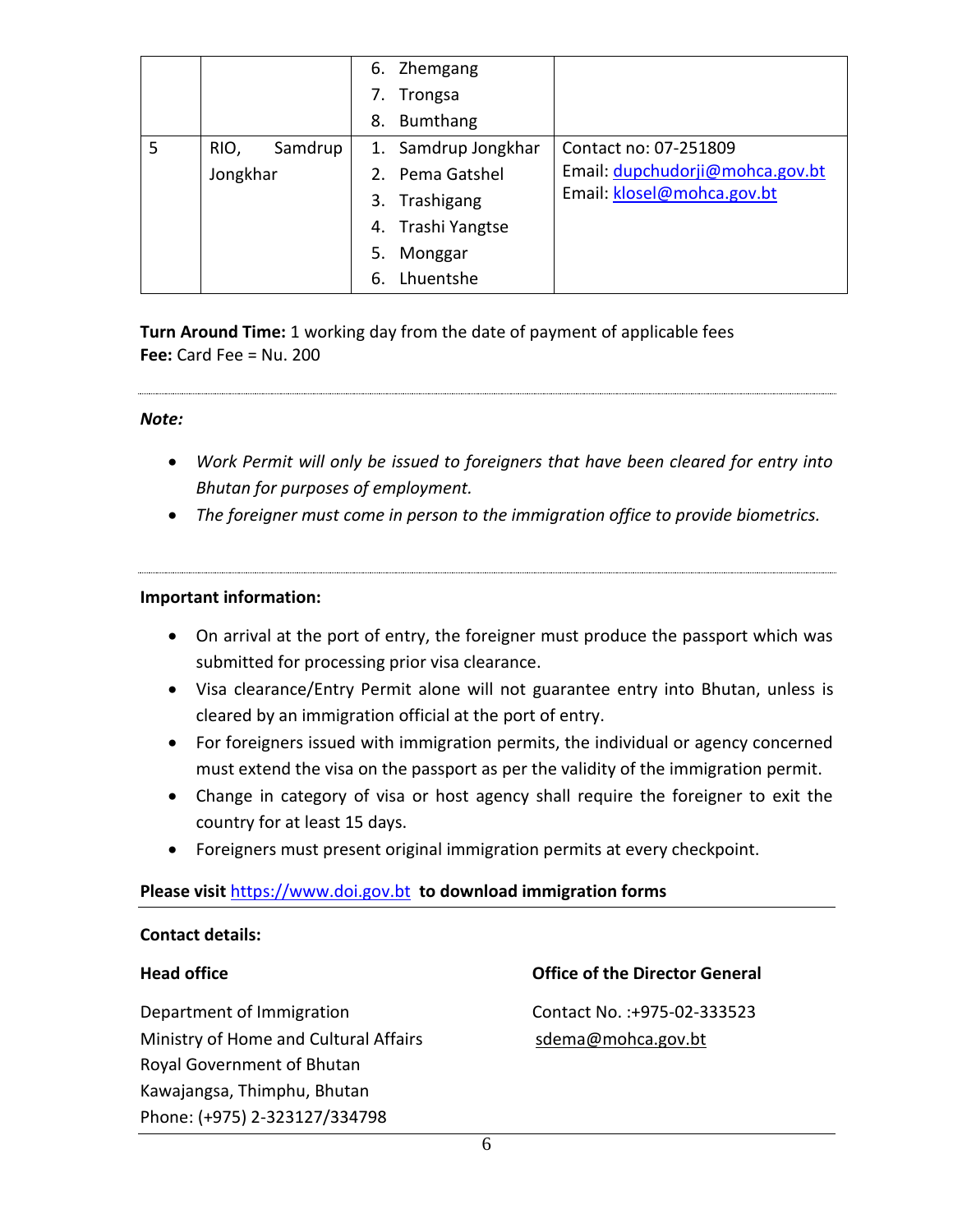| | | | |
|---|---|---|---|
| | | 6. Zhemgang<br>7. Trongsa<br>8. Bumthang | |
| 5 | RIO, Samdrup Jongkhar | 1. Samdrup Jongkhar<br>2. Pema Gatshel<br>3. Trashigang<br>4. Trashi Yangtse<br>5. Monggar<br>6. Lhuentshe | Contact no: 07-251809<br>Email: dupchudorji@mohca.gov.bt<br>Email: klosel@mohca.gov.bt |

**Turn Around Time:** 1 working day from the date of payment of applicable fees
**Fee:** Card Fee = Nu. 200

***Note:***

- *Work Permit will only be issued to foreigners that have been cleared for entry into Bhutan for purposes of employment.*
- *The foreigner must come in person to the immigration office to provide biometrics.*

**Important information:**

- On arrival at the port of entry, the foreigner must produce the passport which was submitted for processing prior visa clearance.
- Visa clearance/Entry Permit alone will not guarantee entry into Bhutan, unless is cleared by an immigration official at the port of entry.
- For foreigners issued with immigration permits, the individual or agency concerned must extend the visa on the passport as per the validity of the immigration permit.
- Change in category of visa or host agency shall require the foreigner to exit the country for at least 15 days.
- Foreigners must present original immigration permits at every checkpoint.

**Please visit** https://www.doi.gov.bt **to download immigration forms**

**Contact details:**

**Head office**

Department of Immigration
Ministry of Home and Cultural Affairs
Royal Government of Bhutan
Kawajangsa, Thimphu, Bhutan
Phone: (+975) 2-323127/334798

**Office of the Director General**

Contact No. :+975-02-333523
sdema@mohca.gov.bt